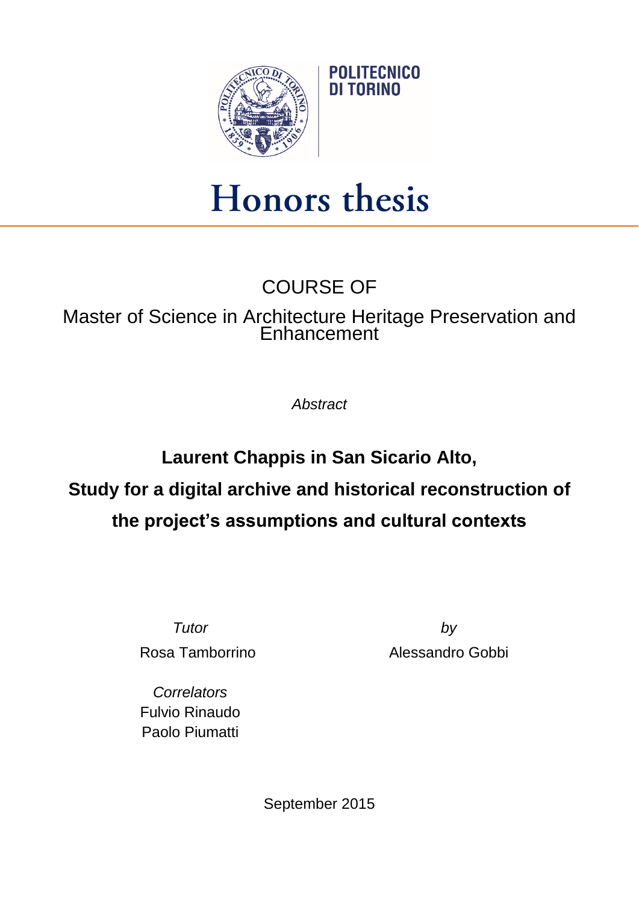POLITECNICO DI TORINO

# Honors thesis

COURSE OF

Master of Science in Architecture Heritage Preservation and Enhancement

*Abstract*

## Laurent Chappis in San Sicario Alto,

## Study for a digital archive and historical reconstruction of the project's assumptions and cultural contexts

*Tutor*

Rosa Tamborrino

*by*

Alessandro Gobbi

*Correlators*

Fulvio Rinaudo

Paolo Piumatti

September 2015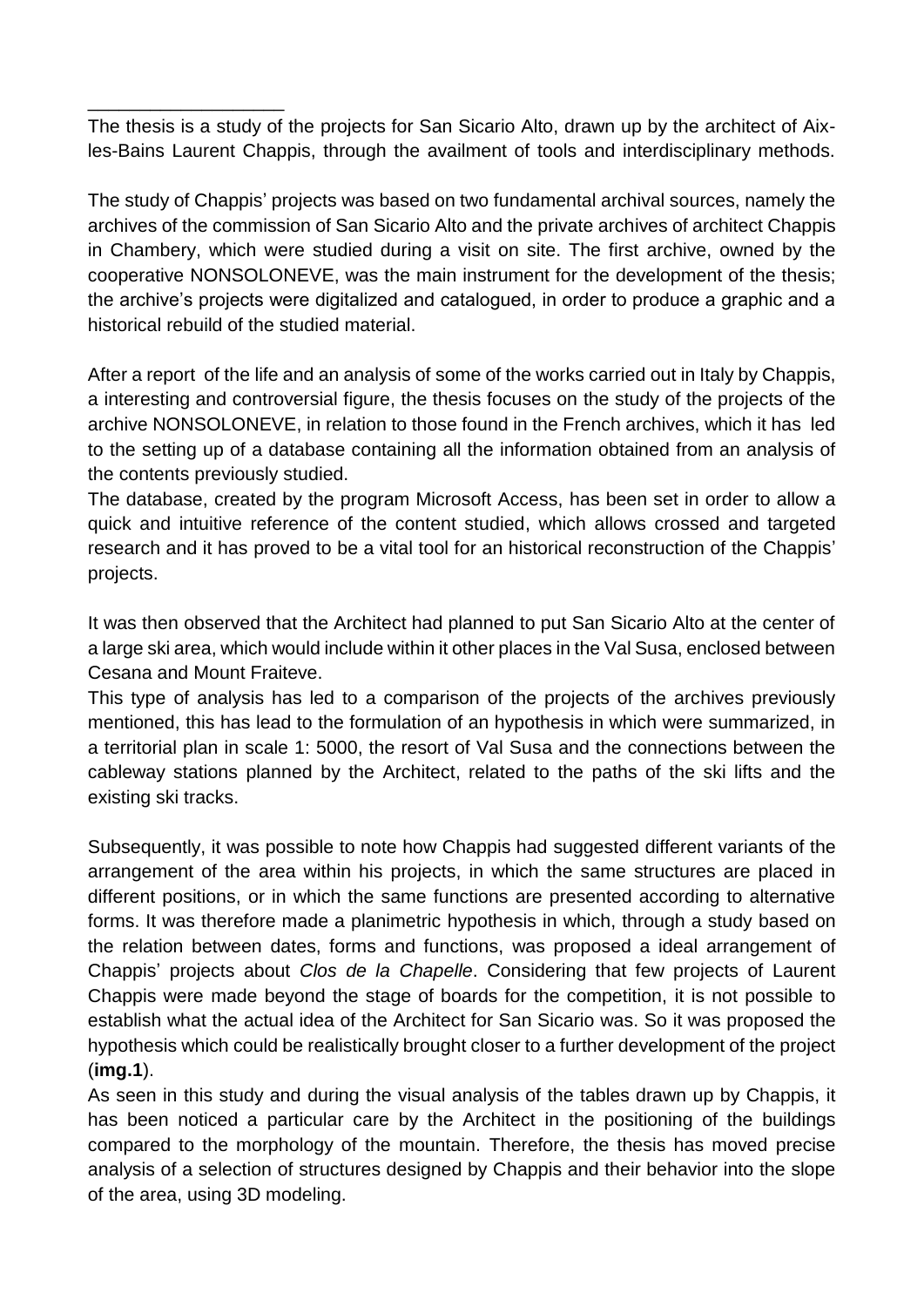The thesis is a study of the projects for San Sicario Alto, drawn up by the architect of Aix-les-Bains Laurent Chappis, through the availment of tools and interdisciplinary methods.

The study of Chappis' projects was based on two fundamental archival sources, namely the archives of the commission of San Sicario Alto and the private archives of architect Chappis in Chambery, which were studied during a visit on site. The first archive, owned by the cooperative NONSOLONEVE, was the main instrument for the development of the thesis; the archive's projects were digitalized and catalogued, in order to produce a graphic and a historical rebuild of the studied material.

After a report of the life and an analysis of some of the works carried out in Italy by Chappis, a interesting and controversial figure, the thesis focuses on the study of the projects of the archive NONSOLONEVE, in relation to those found in the French archives, which it has led to the setting up of a database containing all the information obtained from an analysis of the contents previously studied.
The database, created by the program Microsoft Access, has been set in order to allow a quick and intuitive reference of the content studied, which allows crossed and targeted research and it has proved to be a vital tool for an historical reconstruction of the Chappis' projects.

It was then observed that the Architect had planned to put San Sicario Alto at the center of a large ski area, which would include within it other places in the Val Susa, enclosed between Cesana and Mount Fraiteve.
This type of analysis has led to a comparison of the projects of the archives previously mentioned, this has lead to the formulation of an hypothesis in which were summarized, in a territorial plan in scale 1: 5000, the resort of Val Susa and the connections between the cableway stations planned by the Architect, related to the paths of the ski lifts and the existing ski tracks.

Subsequently, it was possible to note how Chappis had suggested different variants of the arrangement of the area within his projects, in which the same structures are placed in different positions, or in which the same functions are presented according to alternative forms. It was therefore made a planimetric hypothesis in which, through a study based on the relation between dates, forms and functions, was proposed a ideal arrangement of Chappis' projects about *Clos de la Chapelle*. Considering that few projects of Laurent Chappis were made beyond the stage of boards for the competition, it is not possible to establish what the actual idea of the Architect for San Sicario was. So it was proposed the hypothesis which could be realistically brought closer to a further development of the project (**img.1**).
As seen in this study and during the visual analysis of the tables drawn up by Chappis, it has been noticed a particular care by the Architect in the positioning of the buildings compared to the morphology of the mountain. Therefore, the thesis has moved precise analysis of a selection of structures designed by Chappis and their behavior into the slope of the area, using 3D modeling.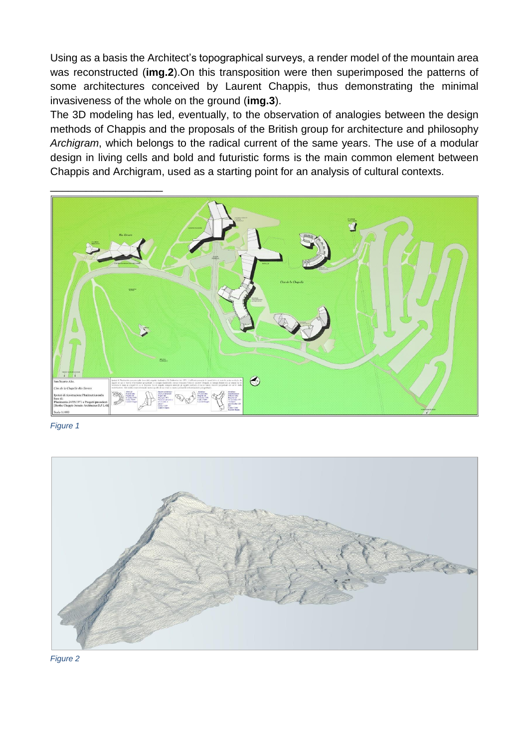Using as a basis the Architect's topographical surveys, a render model of the mountain area was reconstructed (**img.2**).On this transposition were then superimposed the patterns of some architectures conceived by Laurent Chappis, thus demonstrating the minimal invasiveness of the whole on the ground (**img.3**).

The 3D modeling has led, eventually, to the observation of analogies between the design methods of Chappis and the proposals of the British group for architecture and philosophy *Archigram*, which belongs to the radical current of the same years. The use of a modular design in living cells and bold and futuristic forms is the main common element between Chappis and Archigram, used as a starting point for an analysis of cultural contexts.

---

*Figure 1*

*Figure 2*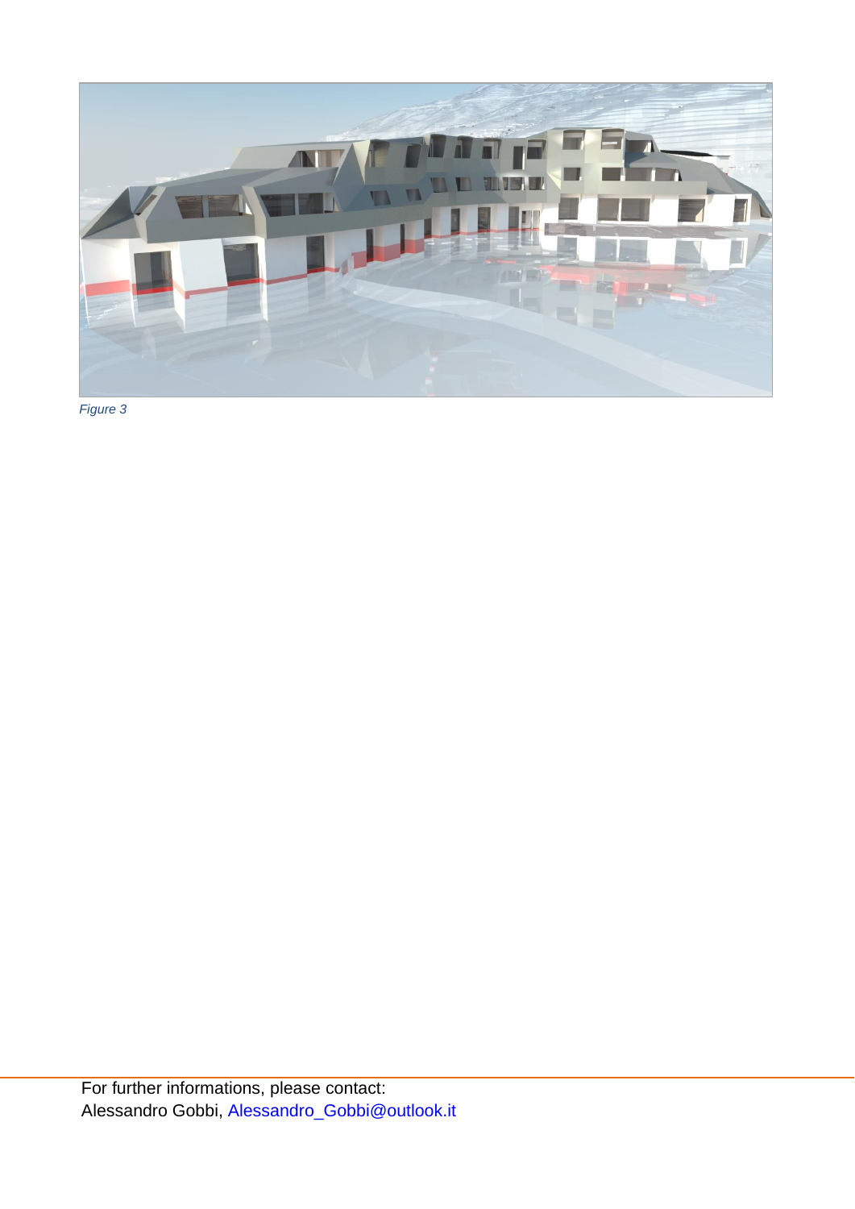*Figure 3*

For further informations, please contact:
Alessandro Gobbi, Alessandro_Gobbi@outlook.it